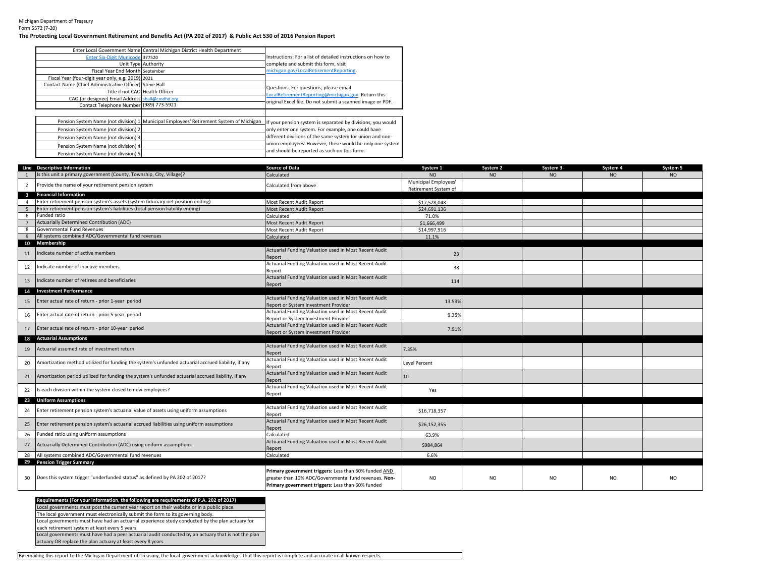Michigan Department of Treasury
Form 5572 (7-20)

**The Protecting Local Government Retirement and Benefits Act (PA 202 of 2017) & Public Act 530 of 2016 Pension Report**

| | |
|---|---|
| Enter Local Government Name | Central Michigan District Health Department |
| Enter Six-Digit Municode | 377520 |
| Unit Type | Authority |
| Fiscal Year End Month | September |
| Fiscal Year (four-digit year only, e.g. 2019) | 2021 |
| Contact Name (Chief Administrative Officer) | Steve Hall |
| Title if not CAO | Health Officer |
| CAO (or designee) Email Address | shall@cmdhd.org |
| Contact Telephone Number | (989) 773-5921 |

Instructions: For a list of detailed instructions on how to complete and submit this form, visit michigan.gov/LocalRetirementReporting.

Questions: For questions, please email LocalRetirementReporting@michigan.gov. Return this original Excel file. Do not submit a scanned image or PDF.

| | |
|---|---|
| Pension System Name (not division) 1 | Municipal Employees' Retirement System of Michigan |
| Pension System Name (not division) 2 | |
| Pension System Name (not division) 3 | |
| Pension System Name (not division) 4 | |
| Pension System Name (not division) 5 | |

If your pension system is separated by divisions, you would only enter one system. For example, one could have different divisions of the same system for union and non-union employees. However, these would be only one system and should be reported as such on this form.

| Line | Descriptive Information | Source of Data | System 1 | System 2 | System 3 | System 4 | System 5 |
|---|---|---|---|---|---|---|---|
| 1 | Is this unit a primary government (County, Township, City, Village)? | Calculated | NO | NO | NO | NO | NO |
| 2 | Provide the name of your retirement pension system | Calculated from above | Municipal Employees' Retirement System of | | | | |
| 3 | **Financial Information** | | | | | | |
| 4 | Enter retirement pension system's assets (system fiduciary net position ending) | Most Recent Audit Report | $17,528,048 | | | | |
| 5 | Enter retirement pension system's liabilities (total pension liability ending) | Most Recent Audit Report | $24,691,136 | | | | |
| 6 | Funded ratio | Calculated | 71.0% | | | | |
| 7 | Actuarially Determined Contribution (ADC) | Most Recent Audit Report | $1,666,499 | | | | |
| 8 | Governmental Fund Revenues | Most Recent Audit Report | $14,997,916 | | | | |
| 9 | All systems combined ADC/Governmental fund revenues | Calculated | 11.1% | | | | |
| 10 | **Membership** | | | | | | |
| 11 | Indicate number of active members | Actuarial Funding Valuation used in Most Recent Audit Report | 23 | | | | |
| 12 | Indicate number of inactive members | Actuarial Funding Valuation used in Most Recent Audit Report | 38 | | | | |
| 13 | Indicate number of retirees and beneficiaries | Actuarial Funding Valuation used in Most Recent Audit Report | 114 | | | | |
| 14 | **Investment Performance** | | | | | | |
| 15 | Enter actual rate of return - prior 1-year period | Actuarial Funding Valuation used in Most Recent Audit Report or System Investment Provider | 13.59% | | | | |
| 16 | Enter actual rate of return - prior 5-year period | Actuarial Funding Valuation used in Most Recent Audit Report or System Investment Provider | 9.35% | | | | |
| 17 | Enter actual rate of return - prior 10-year period | Actuarial Funding Valuation used in Most Recent Audit Report or System Investment Provider | 7.91% | | | | |
| 18 | **Actuarial Assumptions** | | | | | | |
| 19 | Actuarial assumed rate of investment return | Actuarial Funding Valuation used in Most Recent Audit Report | 7.35% | | | | |
| 20 | Amortization method utilized for funding the system's unfunded actuarial accrued liability, if any | Actuarial Funding Valuation used in Most Recent Audit Report | Level Percent | | | | |
| 21 | Amortization period utilized for funding the system's unfunded actuarial accrued liability, if any | Actuarial Funding Valuation used in Most Recent Audit Report | 10 | | | | |
| 22 | Is each division within the system closed to new employees? | Actuarial Funding Valuation used in Most Recent Audit Report | Yes | | | | |
| 23 | **Uniform Assumptions** | | | | | | |
| 24 | Enter retirement pension system's actuarial value of assets using uniform assumptions | Actuarial Funding Valuation used in Most Recent Audit Report | $16,718,357 | | | | |
| 25 | Enter retirement pension system's actuarial accrued liabilities using uniform assumptions | Actuarial Funding Valuation used in Most Recent Audit Report | $26,152,355 | | | | |
| 26 | Funded ratio using uniform assumptions | Calculated | 63.9% | | | | |
| 27 | Actuarially Determined Contribution (ADC) using uniform assumptions | Actuarial Funding Valuation used in Most Recent Audit Report | $984,864 | | | | |
| 28 | All systems combined ADC/Governmental fund revenues | Calculated | 6.6% | | | | |
| 29 | **Pension Trigger Summary** | | | | | | |
| 30 | Does this system trigger "underfunded status" as defined by PA 202 of 2017? | **Primary government triggers:** Less than 60% funded AND greater than 10% ADC/Governmental fund revenues. **Non-Primary government triggers:** Less than 60% funded | NO | NO | NO | NO | NO |

| **Requirements (For your information, the following are requirements of P.A. 202 of 2017)** |
|---|
| Local governments must post the current year report on their website or in a public place. |
| The local government must electronically submit the form to its governing body. |
| Local governments must have had an actuarial experience study conducted by the plan actuary for each retirement system at least every 5 years. |
| Local governments must have had a peer actuarial audit conducted by an actuary that is not the plan actuary OR replace the plan actuary at least every 8 years. |

By emailing this report to the Michigan Department of Treasury, the local government acknowledges that this report is complete and accurate in all known respects.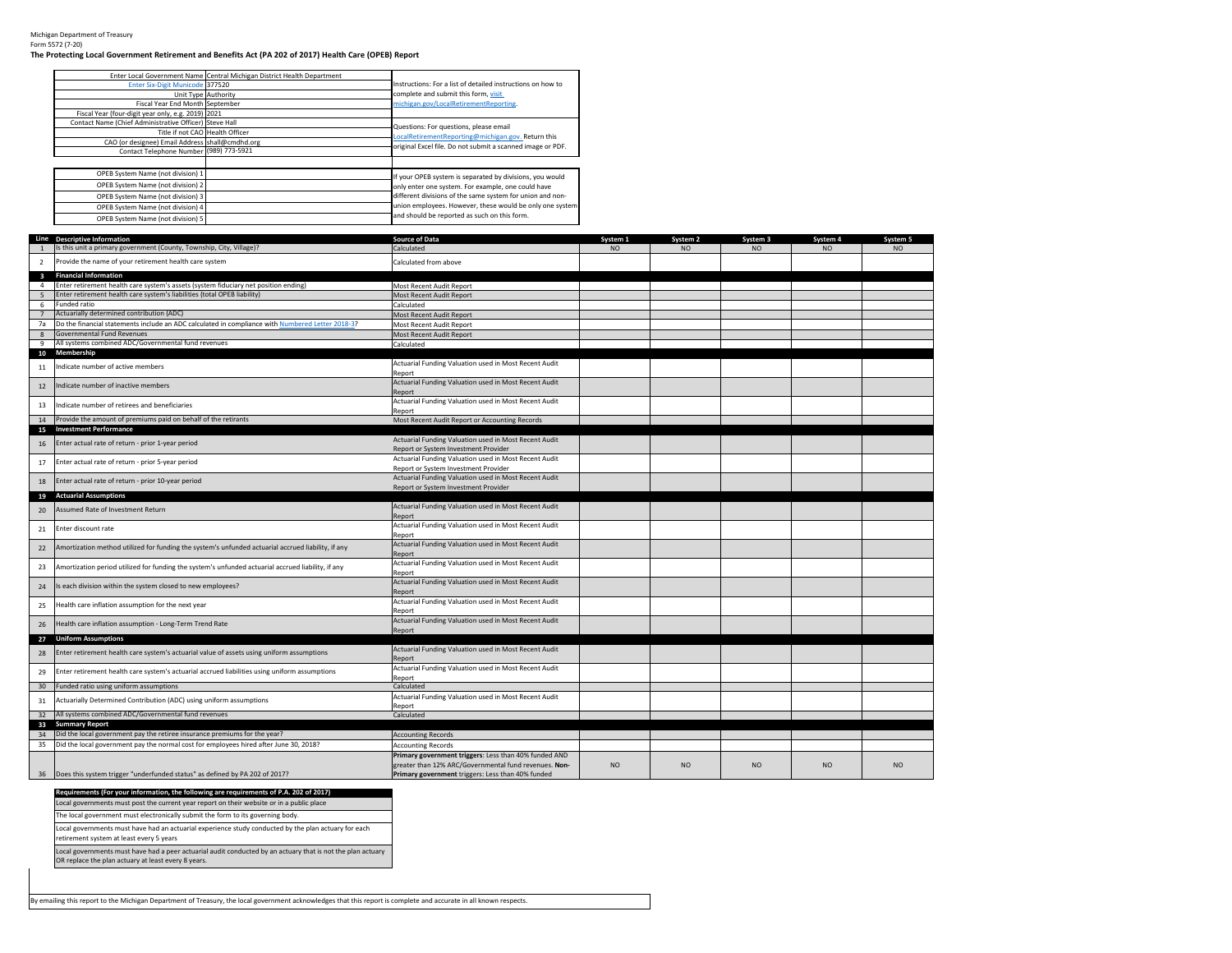Michigan Department of Treasury
Form 5572 (7-20)

**The Protecting Local Government Retirement and Benefits Act (PA 202 of 2017) Health Care (OPEB) Report**

| | |
|---|---|
| Enter Local Government Name | Central Michigan District Health Department |
| Enter Six-Digit Municode | 377520 |
| Unit Type | Authority |
| Fiscal Year End Month | September |
| Fiscal Year (four-digit year only, e.g. 2019) | 2021 |
| Contact Name (Chief Administrative Officer) | Steve Hall |
| Title if not CAO | Health Officer |
| CAO (or designee) Email Address | shall@cmdhd.org |
| Contact Telephone Number | (989) 773-5921 |

Instructions: For a list of detailed instructions on how to complete and submit this form, visit michigan.gov/LocalRetirementReporting.

Questions: For questions, please email LocalRetirementReporting@michigan.gov. Return this original Excel file. Do not submit a scanned image or PDF.

| | |
|---|---|
| OPEB System Name (not division) 1 | |
| OPEB System Name (not division) 2 | |
| OPEB System Name (not division) 3 | |
| OPEB System Name (not division) 4 | |
| OPEB System Name (not division) 5 | |

If your OPEB system is separated by divisions, you would only enter one system. For example, one could have different divisions of the same system for union and non-union employees. However, these would be only one system and should be reported as such on this form.

| Line | Descriptive Information | Source of Data | System 1 | System 2 | System 3 | System 4 | System 5 |
|---|---|---|---|---|---|---|---|
| 1 | Is this unit a primary government (County, Township, City, Village)? | Calculated | NO | NO | NO | NO | NO |
| 2 | Provide the name of your retirement health care system | Calculated from above | | | | | |
| 3 | **Financial Information** | | | | | | |
| 4 | Enter retirement health care system's assets (system fiduciary net position ending) | Most Recent Audit Report | | | | | |
| 5 | Enter retirement health care system's liabilities (total OPEB liability) | Most Recent Audit Report | | | | | |
| 6 | Funded ratio | Calculated | | | | | |
| 7 | Actuarially determined contribution (ADC) | Most Recent Audit Report | | | | | |
| 7a | Do the financial statements include an ADC calculated in compliance with Numbered Letter 2018-3? | Most Recent Audit Report | | | | | |
| 8 | Governmental Fund Revenues | Most Recent Audit Report | | | | | |
| 9 | All systems combined ADC/Governmental fund revenues | Calculated | | | | | |
| 10 | **Membership** | | | | | | |
| 11 | Indicate number of active members | Actuarial Funding Valuation used in Most Recent Audit Report | | | | | |
| 12 | Indicate number of inactive members | Actuarial Funding Valuation used in Most Recent Audit Report | | | | | |
| 13 | Indicate number of retirees and beneficiaries | Actuarial Funding Valuation used in Most Recent Audit Report | | | | | |
| 14 | Provide the amount of premiums paid on behalf of the retirants | Most Recent Audit Report or Accounting Records | | | | | |
| 15 | **Investment Performance** | | | | | | |
| 16 | Enter actual rate of return - prior 1-year period | Actuarial Funding Valuation used in Most Recent Audit Report or System Investment Provider | | | | | |
| 17 | Enter actual rate of return - prior 5-year period | Actuarial Funding Valuation used in Most Recent Audit Report or System Investment Provider | | | | | |
| 18 | Enter actual rate of return - prior 10-year period | Actuarial Funding Valuation used in Most Recent Audit Report or System Investment Provider | | | | | |
| 19 | **Actuarial Assumptions** | | | | | | |
| 20 | Assumed Rate of Investment Return | Actuarial Funding Valuation used in Most Recent Audit Report | | | | | |
| 21 | Enter discount rate | Actuarial Funding Valuation used in Most Recent Audit Report | | | | | |
| 22 | Amortization method utilized for funding the system's unfunded actuarial accrued liability, if any | Actuarial Funding Valuation used in Most Recent Audit Report | | | | | |
| 23 | Amortization period utilized for funding the system's unfunded actuarial accrued liability, if any | Actuarial Funding Valuation used in Most Recent Audit Report | | | | | |
| 24 | Is each division within the system closed to new employees? | Actuarial Funding Valuation used in Most Recent Audit Report | | | | | |
| 25 | Health care inflation assumption for the next year | Actuarial Funding Valuation used in Most Recent Audit Report | | | | | |
| 26 | Health care inflation assumption - Long-Term Trend Rate | Actuarial Funding Valuation used in Most Recent Audit Report | | | | | |
| 27 | **Uniform Assumptions** | | | | | | |
| 28 | Enter retirement health care system's actuarial value of assets using uniform assumptions | Actuarial Funding Valuation used in Most Recent Audit Report | | | | | |
| 29 | Enter retirement health care system's actuarial accrued liabilities using uniform assumptions | Actuarial Funding Valuation used in Most Recent Audit Report | | | | | |
| 30 | Funded ratio using uniform assumptions | Calculated | | | | | |
| 31 | Actuarially Determined Contribution (ADC) using uniform assumptions | Actuarial Funding Valuation used in Most Recent Audit Report | | | | | |
| 32 | All systems combined ADC/Governmental fund revenues | Calculated | | | | | |
| 33 | **Summary Report** | | | | | | |
| 34 | Did the local government pay the retiree insurance premiums for the year? | Accounting Records | | | | | |
| 35 | Did the local government pay the normal cost for employees hired after June 30, 2018? | Accounting Records | | | | | |
| 36 | Does this system trigger "underfunded status" as defined by PA 202 of 2017? | **Primary government triggers**: Less than 40% funded AND greater than 12% ARC/Governmental fund revenues. **Non-Primary government** triggers: Less than 40% funded | NO | NO | NO | NO | NO |

| **Requirements (For your information, the following are requirements of P.A. 202 of 2017)** |
|---|
| Local governments must post the current year report on their website or in a public place |
| The local government must electronically submit the form to its governing body. |
| Local governments must have had an actuarial experience study conducted by the plan actuary for each retirement system at least every 5 years |
| Local governments must have had a peer actuarial audit conducted by an actuary that is not the plan actuary OR replace the plan actuary at least every 8 years. |

By emailing this report to the Michigan Department of Treasury, the local government acknowledges that this report is complete and accurate in all known respects.